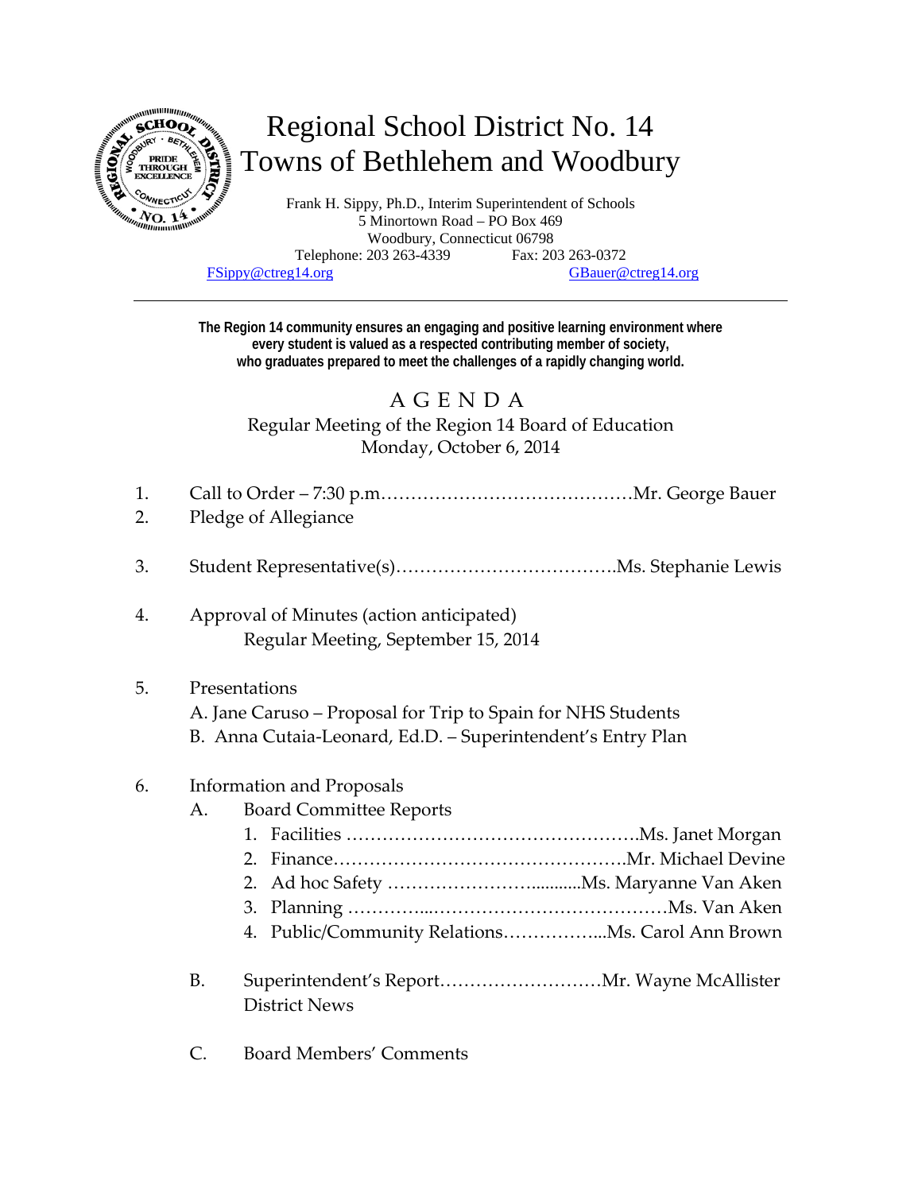# Regional School District No. 14
# Towns of Bethlehem and Woodbury

Frank H. Sippy, Ph.D., Interim Superintendent of Schools
5 Minortown Road – PO Box 469
Woodbury, Connecticut 06798
Telephone: 203 263-4339 Fax: 203 263-0372
FSippy@ctreg14.org GBauer@ctreg14.org

---

**The Region 14 community ensures an engaging and positive learning environment where every student is valued as a respected contributing member of society, who graduates prepared to meet the challenges of a rapidly changing world.**

## A G E N D A

Regular Meeting of the Region 14 Board of Education
Monday, October 6, 2014

1. Call to Order – 7:30 p.m.……………………………………Mr. George Bauer
2. Pledge of Allegiance

3. Student Representative(s)……………………………….Ms. Stephanie Lewis

4. Approval of Minutes (action anticipated)
   Regular Meeting, September 15, 2014

5. Presentations
   A. Jane Caruso – Proposal for Trip to Spain for NHS Students
   B. Anna Cutaia-Leonard, Ed.D. – Superintendent's Entry Plan

6. Information and Proposals
   A. Board Committee Reports
      1. Facilities ………………………………………….Ms. Janet Morgan
      2. Finance…………………………………………..Mr. Michael Devine
      2. Ad hoc Safety …………………….........Ms. Maryanne Van Aken
      3. Planning …………...…………………………………Ms. Van Aken
      4. Public/Community Relations……………...Ms. Carol Ann Brown

   B. Superintendent's Report………………………Mr. Wayne McAllister
      District News

   C. Board Members' Comments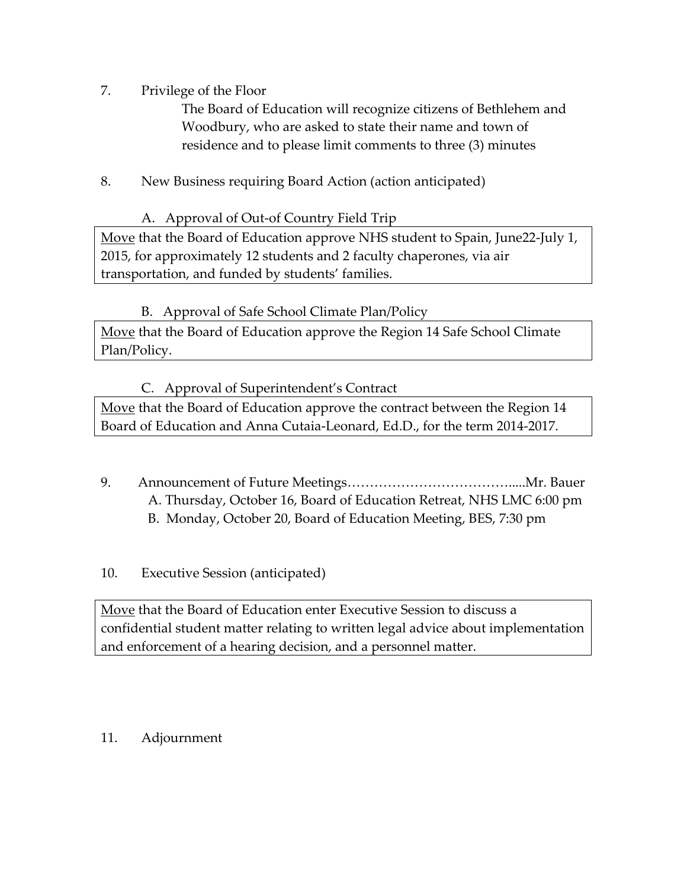7. Privilege of the Floor

    The Board of Education will recognize citizens of Bethlehem and Woodbury, who are asked to state their name and town of residence and to please limit comments to three (3) minutes

8. New Business requiring Board Action (action anticipated)

    A. Approval of Out-of Country Field Trip

> Move that the Board of Education approve NHS student to Spain, June22-July 1, 2015, for approximately 12 students and 2 faculty chaperones, via air transportation, and funded by students' families.

    B. Approval of Safe School Climate Plan/Policy

> Move that the Board of Education approve the Region 14 Safe School Climate Plan/Policy.

    C. Approval of Superintendent's Contract

> Move that the Board of Education approve the contract between the Region 14 Board of Education and Anna Cutaia-Leonard, Ed.D., for the term 2014-2017.

9. Announcement of Future Meetings………………………………….....Mr. Bauer
    A. Thursday, October 16, Board of Education Retreat, NHS LMC 6:00 pm
    B. Monday, October 20, Board of Education Meeting, BES, 7:30 pm

10. Executive Session (anticipated)

> Move that the Board of Education enter Executive Session to discuss a confidential student matter relating to written legal advice about implementation and enforcement of a hearing decision, and a personnel matter.

11. Adjournment